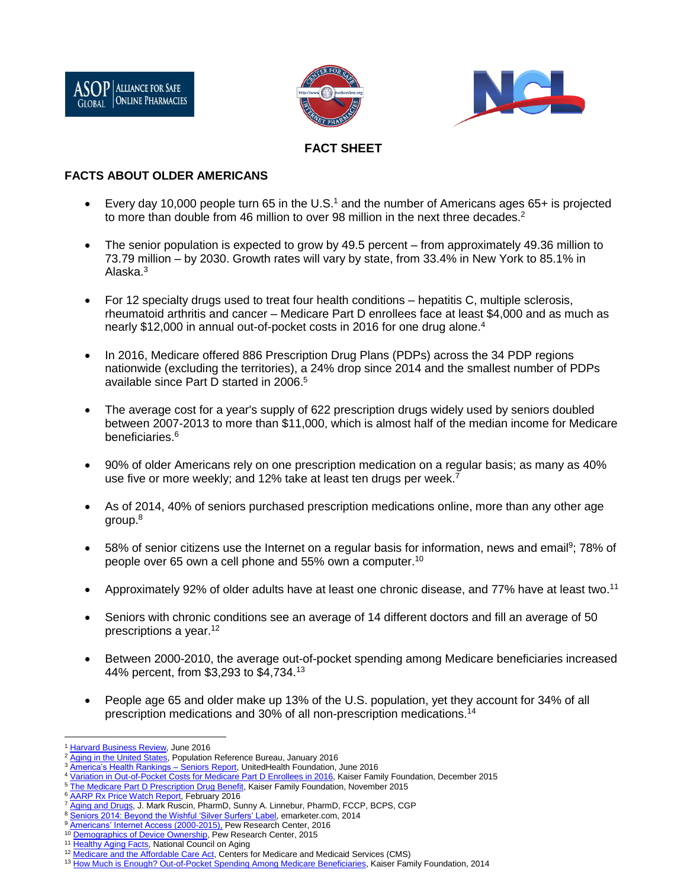## FACT SHEET

### FACTS ABOUT OLDER AMERICANS

- Every day 10,000 people turn 65 in the U.S.[1] and the number of Americans ages 65+ is projected to more than double from 46 million to over 98 million in the next three decades.[2]
- The senior population is expected to grow by 49.5 percent – from approximately 49.36 million to 73.79 million – by 2030. Growth rates will vary by state, from 33.4% in New York to 85.1% in Alaska.[3]
- For 12 specialty drugs used to treat four health conditions – hepatitis C, multiple sclerosis, rheumatoid arthritis and cancer – Medicare Part D enrollees face at least $4,000 and as much as nearly $12,000 in annual out-of-pocket costs in 2016 for one drug alone.[4]
- In 2016, Medicare offered 886 Prescription Drug Plans (PDPs) across the 34 PDP regions nationwide (excluding the territories), a 24% drop since 2014 and the smallest number of PDPs available since Part D started in 2006.[5]
- The average cost for a year's supply of 622 prescription drugs widely used by seniors doubled between 2007-2013 to more than $11,000, which is almost half of the median income for Medicare beneficiaries.[6]
- 90% of older Americans rely on one prescription medication on a regular basis; as many as 40% use five or more weekly; and 12% take at least ten drugs per week.[7]
- As of 2014, 40% of seniors purchased prescription medications online, more than any other age group.[8]
- 58% of senior citizens use the Internet on a regular basis for information, news and email[9]; 78% of people over 65 own a cell phone and 55% own a computer.[10]
- Approximately 92% of older adults have at least one chronic disease, and 77% have at least two.[11]
- Seniors with chronic conditions see an average of 14 different doctors and fill an average of 50 prescriptions a year.[12]
- Between 2000-2010, the average out-of-pocket spending among Medicare beneficiaries increased 44% percent, from $3,293 to $4,734.[13]
- People age 65 and older make up 13% of the U.S. population, yet they account for 34% of all prescription medications and 30% of all non-prescription medications.[14]

---

[1] Harvard Business Review, June 2016
[2] Aging in the United States, Population Reference Bureau, January 2016
[3] America's Health Rankings – Seniors Report, UnitedHealth Foundation, June 2016
[4] Variation in Out-of-Pocket Costs for Medicare Part D Enrollees in 2016, Kaiser Family Foundation, December 2015
[5] The Medicare Part D Prescription Drug Benefit, Kaiser Family Foundation, November 2015
[6] AARP Rx Price Watch Report, February 2016
[7] Aging and Drugs, J. Mark Ruscin, PharmD, Sunny A. Linnebur, PharmD, FCCP, BCPS, CGP
[8] Seniors 2014: Beyond the Wishful 'Silver Surfers' Label, emarketer.com, 2014
[9] Americans' Internet Access (2000-2015), Pew Research Center, 2016
[10] Demographics of Device Ownership, Pew Research Center, 2015
[11] Healthy Aging Facts, National Council on Aging
[12] Medicare and the Affordable Care Act, Centers for Medicare and Medicaid Services (CMS)
[13] How Much is Enough? Out-of-Pocket Spending Among Medicare Beneficiaries, Kaiser Family Foundation, 2014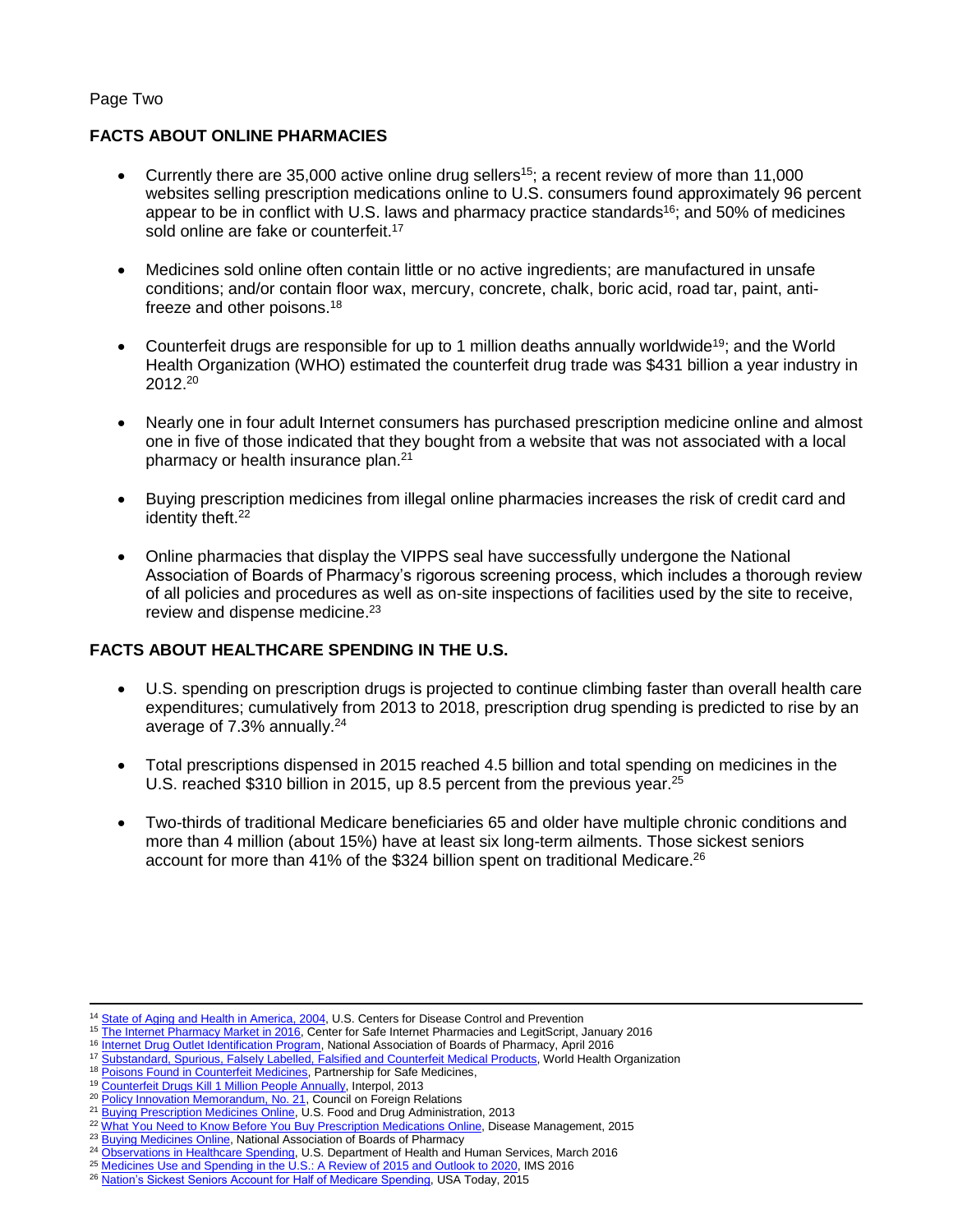Page Two

## FACTS ABOUT ONLINE PHARMACIES

- Currently there are 35,000 active online drug sellers[15]; a recent review of more than 11,000 websites selling prescription medications online to U.S. consumers found approximately 96 percent appear to be in conflict with U.S. laws and pharmacy practice standards[16]; and 50% of medicines sold online are fake or counterfeit.[17]
- Medicines sold online often contain little or no active ingredients; are manufactured in unsafe conditions; and/or contain floor wax, mercury, concrete, chalk, boric acid, road tar, paint, anti-freeze and other poisons.[18]
- Counterfeit drugs are responsible for up to 1 million deaths annually worldwide[19]; and the World Health Organization (WHO) estimated the counterfeit drug trade was $431 billion a year industry in 2012.[20]
- Nearly one in four adult Internet consumers has purchased prescription medicine online and almost one in five of those indicated that they bought from a website that was not associated with a local pharmacy or health insurance plan.[21]
- Buying prescription medicines from illegal online pharmacies increases the risk of credit card and identity theft.[22]
- Online pharmacies that display the VIPPS seal have successfully undergone the National Association of Boards of Pharmacy's rigorous screening process, which includes a thorough review of all policies and procedures as well as on-site inspections of facilities used by the site to receive, review and dispense medicine.[23]

## FACTS ABOUT HEALTHCARE SPENDING IN THE U.S.

- U.S. spending on prescription drugs is projected to continue climbing faster than overall health care expenditures; cumulatively from 2013 to 2018, prescription drug spending is predicted to rise by an average of 7.3% annually.[24]
- Total prescriptions dispensed in 2015 reached 4.5 billion and total spending on medicines in the U.S. reached $310 billion in 2015, up 8.5 percent from the previous year.[25]
- Two-thirds of traditional Medicare beneficiaries 65 and older have multiple chronic conditions and more than 4 million (about 15%) have at least six long-term ailments. Those sickest seniors account for more than 41% of the $324 billion spent on traditional Medicare.[26]

---

[14] State of Aging and Health in America, 2004, U.S. Centers for Disease Control and Prevention
[15] The Internet Pharmacy Market in 2016, Center for Safe Internet Pharmacies and LegitScript, January 2016
[16] Internet Drug Outlet Identification Program, National Association of Boards of Pharmacy, April 2016
[17] Substandard, Spurious, Falsely Labelled, Falsified and Counterfeit Medical Products, World Health Organization
[18] Poisons Found in Counterfeit Medicines, Partnership for Safe Medicines,
[19] Counterfeit Drugs Kill 1 Million People Annually, Interpol, 2013
[20] Policy Innovation Memorandum, No. 21, Council on Foreign Relations
[21] Buying Prescription Medicines Online, U.S. Food and Drug Administration, 2013
[22] What You Need to Know Before You Buy Prescription Medications Online, Disease Management, 2015
[23] Buying Medicines Online, National Association of Boards of Pharmacy
[24] Observations in Healthcare Spending, U.S. Department of Health and Human Services, March 2016
[25] Medicines Use and Spending in the U.S.: A Review of 2015 and Outlook to 2020, IMS 2016
[26] Nation's Sickest Seniors Account for Half of Medicare Spending, USA Today, 2015